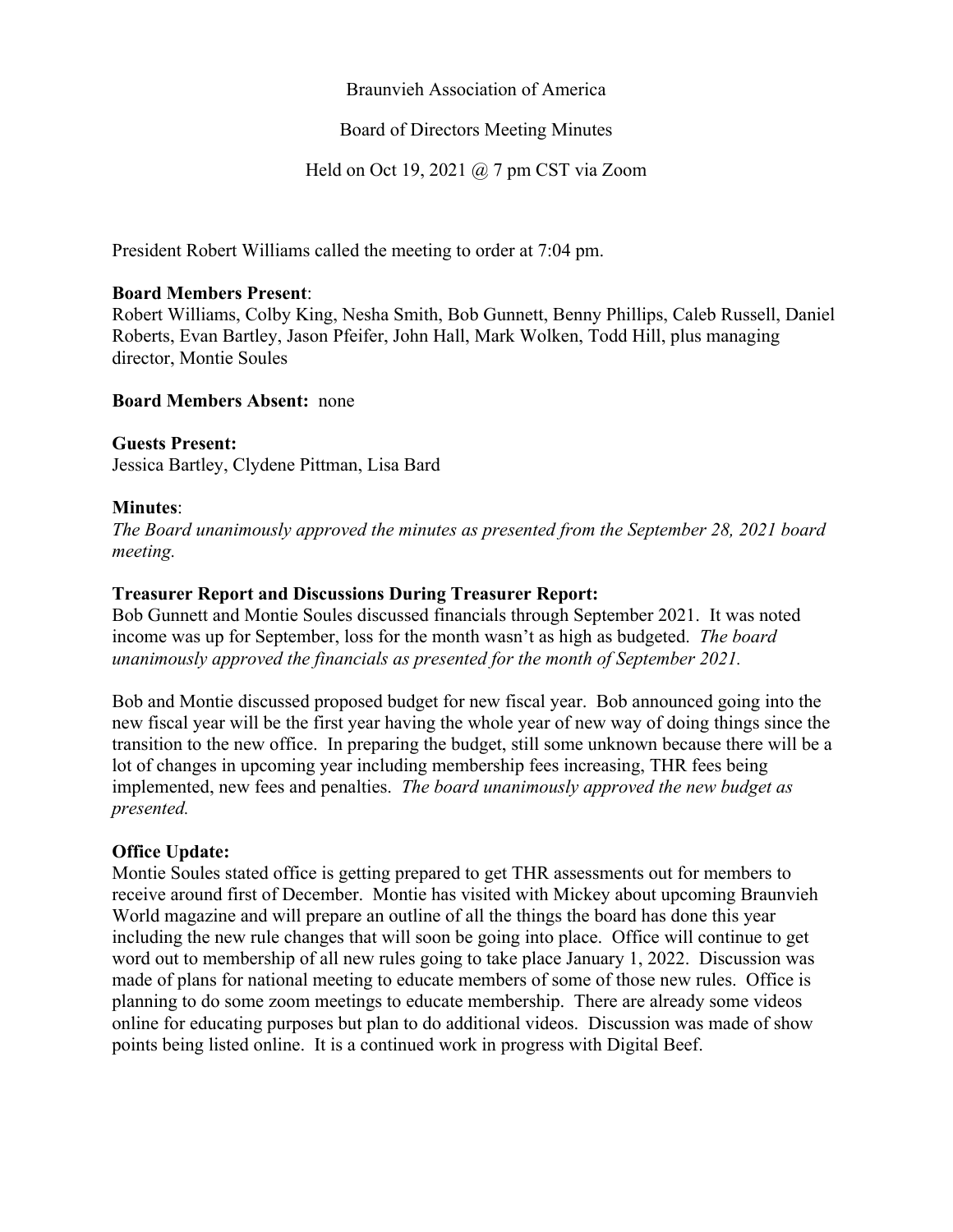Braunvieh Association of America

Board of Directors Meeting Minutes

Held on Oct 19, 2021 @ 7 pm CST via Zoom

President Robert Williams called the meeting to order at 7:04 pm.

**Board Members Present**:
Robert Williams, Colby King, Nesha Smith, Bob Gunnett, Benny Phillips, Caleb Russell, Daniel Roberts, Evan Bartley, Jason Pfeifer, John Hall, Mark Wolken, Todd Hill, plus managing director, Montie Soules

**Board Members Absent:** none

**Guests Present:**
Jessica Bartley, Clydene Pittman, Lisa Bard

**Minutes**:
*The Board unanimously approved the minutes as presented from the September 28, 2021 board meeting.*

**Treasurer Report and Discussions During Treasurer Report:**
Bob Gunnett and Montie Soules discussed financials through September 2021. It was noted income was up for September, loss for the month wasn't as high as budgeted. *The board unanimously approved the financials as presented for the month of September 2021.*

Bob and Montie discussed proposed budget for new fiscal year. Bob announced going into the new fiscal year will be the first year having the whole year of new way of doing things since the transition to the new office. In preparing the budget, still some unknown because there will be a lot of changes in upcoming year including membership fees increasing, THR fees being implemented, new fees and penalties. *The board unanimously approved the new budget as presented.*

**Office Update:**
Montie Soules stated office is getting prepared to get THR assessments out for members to receive around first of December. Montie has visited with Mickey about upcoming Braunvieh World magazine and will prepare an outline of all the things the board has done this year including the new rule changes that will soon be going into place. Office will continue to get word out to membership of all new rules going to take place January 1, 2022. Discussion was made of plans for national meeting to educate members of some of those new rules. Office is planning to do some zoom meetings to educate membership. There are already some videos online for educating purposes but plan to do additional videos. Discussion was made of show points being listed online. It is a continued work in progress with Digital Beef.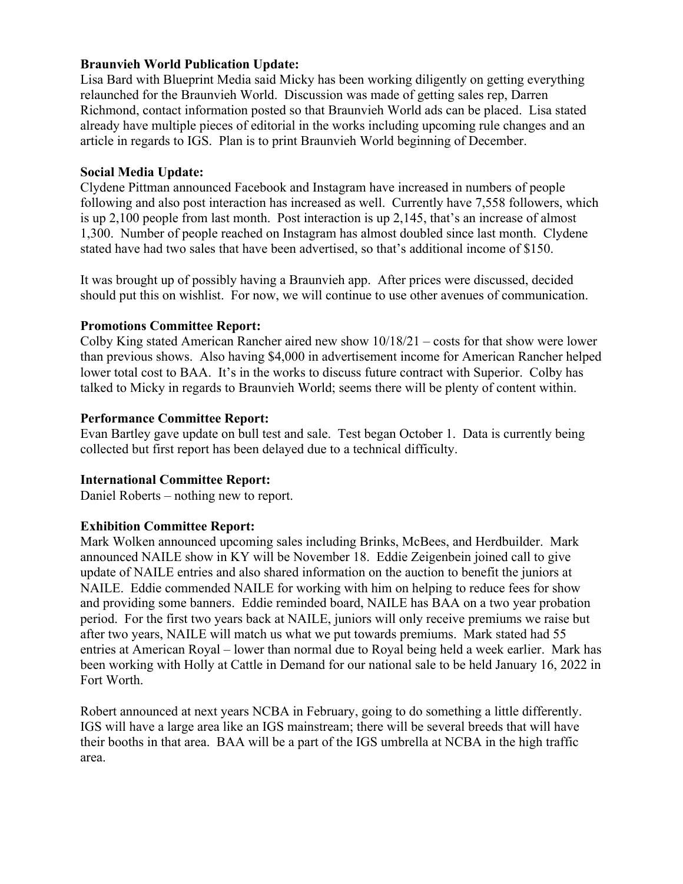**Braunvieh World Publication Update:**
Lisa Bard with Blueprint Media said Micky has been working diligently on getting everything relaunched for the Braunvieh World. Discussion was made of getting sales rep, Darren Richmond, contact information posted so that Braunvieh World ads can be placed. Lisa stated already have multiple pieces of editorial in the works including upcoming rule changes and an article in regards to IGS. Plan is to print Braunvieh World beginning of December.

**Social Media Update:**
Clydene Pittman announced Facebook and Instagram have increased in numbers of people following and also post interaction has increased as well. Currently have 7,558 followers, which is up 2,100 people from last month. Post interaction is up 2,145, that's an increase of almost 1,300. Number of people reached on Instagram has almost doubled since last month. Clydene stated have had two sales that have been advertised, so that's additional income of $150.

It was brought up of possibly having a Braunvieh app. After prices were discussed, decided should put this on wishlist. For now, we will continue to use other avenues of communication.

**Promotions Committee Report:**
Colby King stated American Rancher aired new show 10/18/21 – costs for that show were lower than previous shows. Also having $4,000 in advertisement income for American Rancher helped lower total cost to BAA. It's in the works to discuss future contract with Superior. Colby has talked to Micky in regards to Braunvieh World; seems there will be plenty of content within.

**Performance Committee Report:**
Evan Bartley gave update on bull test and sale. Test began October 1. Data is currently being collected but first report has been delayed due to a technical difficulty.

**International Committee Report:**
Daniel Roberts – nothing new to report.

**Exhibition Committee Report:**
Mark Wolken announced upcoming sales including Brinks, McBees, and Herdbuilder. Mark announced NAILE show in KY will be November 18. Eddie Zeigenbein joined call to give update of NAILE entries and also shared information on the auction to benefit the juniors at NAILE. Eddie commended NAILE for working with him on helping to reduce fees for show and providing some banners. Eddie reminded board, NAILE has BAA on a two year probation period. For the first two years back at NAILE, juniors will only receive premiums we raise but after two years, NAILE will match us what we put towards premiums. Mark stated had 55 entries at American Royal – lower than normal due to Royal being held a week earlier. Mark has been working with Holly at Cattle in Demand for our national sale to be held January 16, 2022 in Fort Worth.

Robert announced at next years NCBA in February, going to do something a little differently. IGS will have a large area like an IGS mainstream; there will be several breeds that will have their booths in that area. BAA will be a part of the IGS umbrella at NCBA in the high traffic area.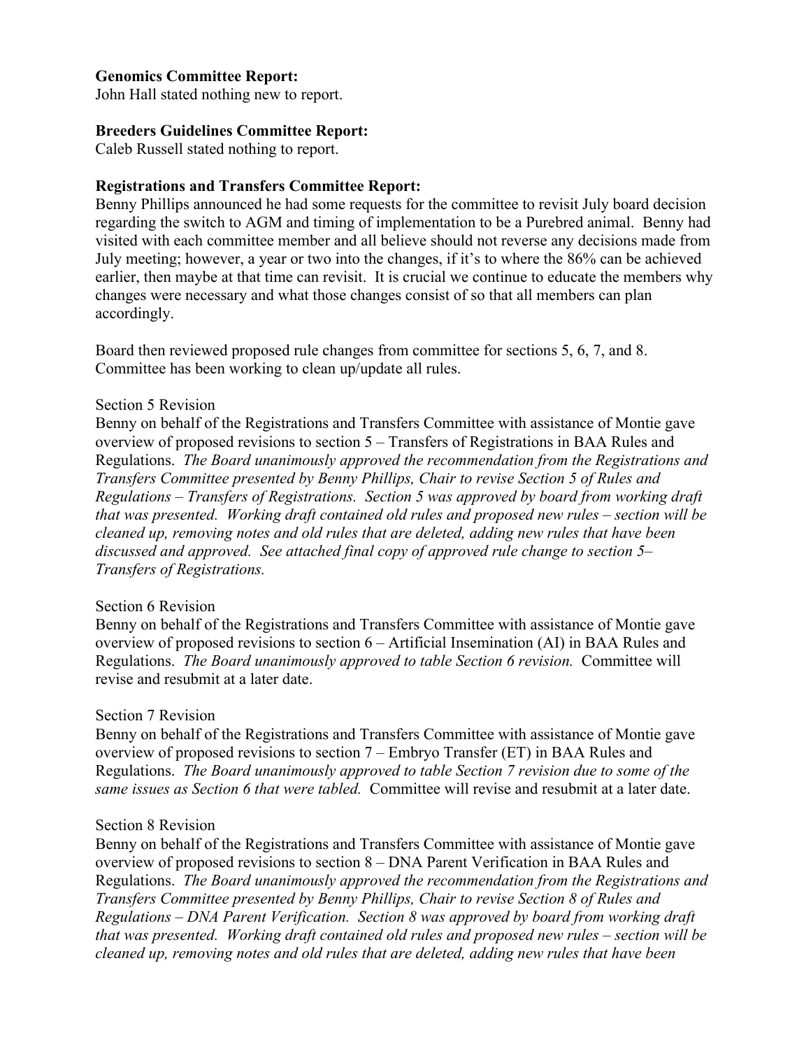**Genomics Committee Report:**
John Hall stated nothing new to report.

**Breeders Guidelines Committee Report:**
Caleb Russell stated nothing to report.

**Registrations and Transfers Committee Report:**
Benny Phillips announced he had some requests for the committee to revisit July board decision regarding the switch to AGM and timing of implementation to be a Purebred animal. Benny had visited with each committee member and all believe should not reverse any decisions made from July meeting; however, a year or two into the changes, if it's to where the 86% can be achieved earlier, then maybe at that time can revisit. It is crucial we continue to educate the members why changes were necessary and what those changes consist of so that all members can plan accordingly.

Board then reviewed proposed rule changes from committee for sections 5, 6, 7, and 8. Committee has been working to clean up/update all rules.

Section 5 Revision
Benny on behalf of the Registrations and Transfers Committee with assistance of Montie gave overview of proposed revisions to section 5 – Transfers of Registrations in BAA Rules and Regulations. *The Board unanimously approved the recommendation from the Registrations and Transfers Committee presented by Benny Phillips, Chair to revise Section 5 of Rules and Regulations – Transfers of Registrations. Section 5 was approved by board from working draft that was presented. Working draft contained old rules and proposed new rules – section will be cleaned up, removing notes and old rules that are deleted, adding new rules that have been discussed and approved. See attached final copy of approved rule change to section 5– Transfers of Registrations.*

Section 6 Revision
Benny on behalf of the Registrations and Transfers Committee with assistance of Montie gave overview of proposed revisions to section 6 – Artificial Insemination (AI) in BAA Rules and Regulations. *The Board unanimously approved to table Section 6 revision.* Committee will revise and resubmit at a later date.

Section 7 Revision
Benny on behalf of the Registrations and Transfers Committee with assistance of Montie gave overview of proposed revisions to section 7 – Embryo Transfer (ET) in BAA Rules and Regulations. *The Board unanimously approved to table Section 7 revision due to some of the same issues as Section 6 that were tabled.* Committee will revise and resubmit at a later date.

Section 8 Revision
Benny on behalf of the Registrations and Transfers Committee with assistance of Montie gave overview of proposed revisions to section 8 – DNA Parent Verification in BAA Rules and Regulations. *The Board unanimously approved the recommendation from the Registrations and Transfers Committee presented by Benny Phillips, Chair to revise Section 8 of Rules and Regulations – DNA Parent Verification. Section 8 was approved by board from working draft that was presented. Working draft contained old rules and proposed new rules – section will be cleaned up, removing notes and old rules that are deleted, adding new rules that have been*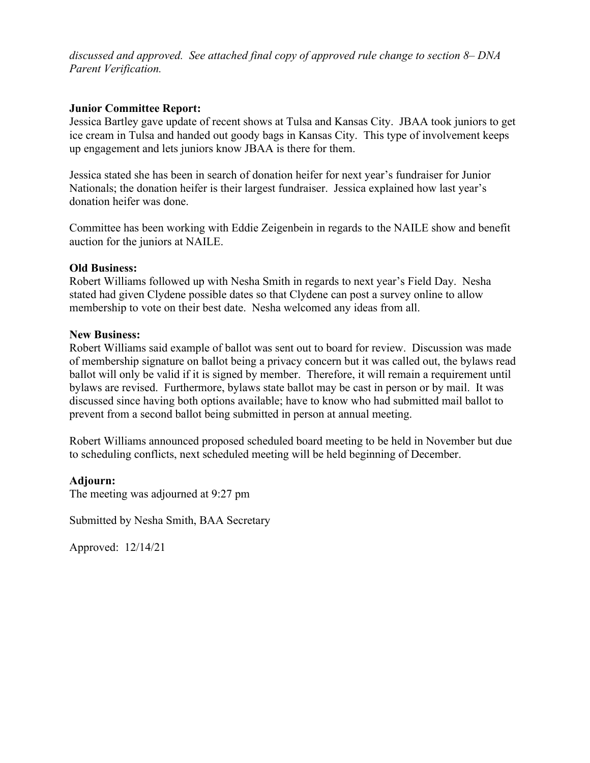*discussed and approved. See attached final copy of approved rule change to section 8– DNA Parent Verification.*

**Junior Committee Report:**
Jessica Bartley gave update of recent shows at Tulsa and Kansas City. JBAA took juniors to get ice cream in Tulsa and handed out goody bags in Kansas City. This type of involvement keeps up engagement and lets juniors know JBAA is there for them.

Jessica stated she has been in search of donation heifer for next year's fundraiser for Junior Nationals; the donation heifer is their largest fundraiser. Jessica explained how last year's donation heifer was done.

Committee has been working with Eddie Zeigenbein in regards to the NAILE show and benefit auction for the juniors at NAILE.

**Old Business:**
Robert Williams followed up with Nesha Smith in regards to next year's Field Day. Nesha stated had given Clydene possible dates so that Clydene can post a survey online to allow membership to vote on their best date. Nesha welcomed any ideas from all.

**New Business:**
Robert Williams said example of ballot was sent out to board for review. Discussion was made of membership signature on ballot being a privacy concern but it was called out, the bylaws read ballot will only be valid if it is signed by member. Therefore, it will remain a requirement until bylaws are revised. Furthermore, bylaws state ballot may be cast in person or by mail. It was discussed since having both options available; have to know who had submitted mail ballot to prevent from a second ballot being submitted in person at annual meeting.

Robert Williams announced proposed scheduled board meeting to be held in November but due to scheduling conflicts, next scheduled meeting will be held beginning of December.

**Adjourn:**
The meeting was adjourned at 9:27 pm

Submitted by Nesha Smith, BAA Secretary

Approved: 12/14/21